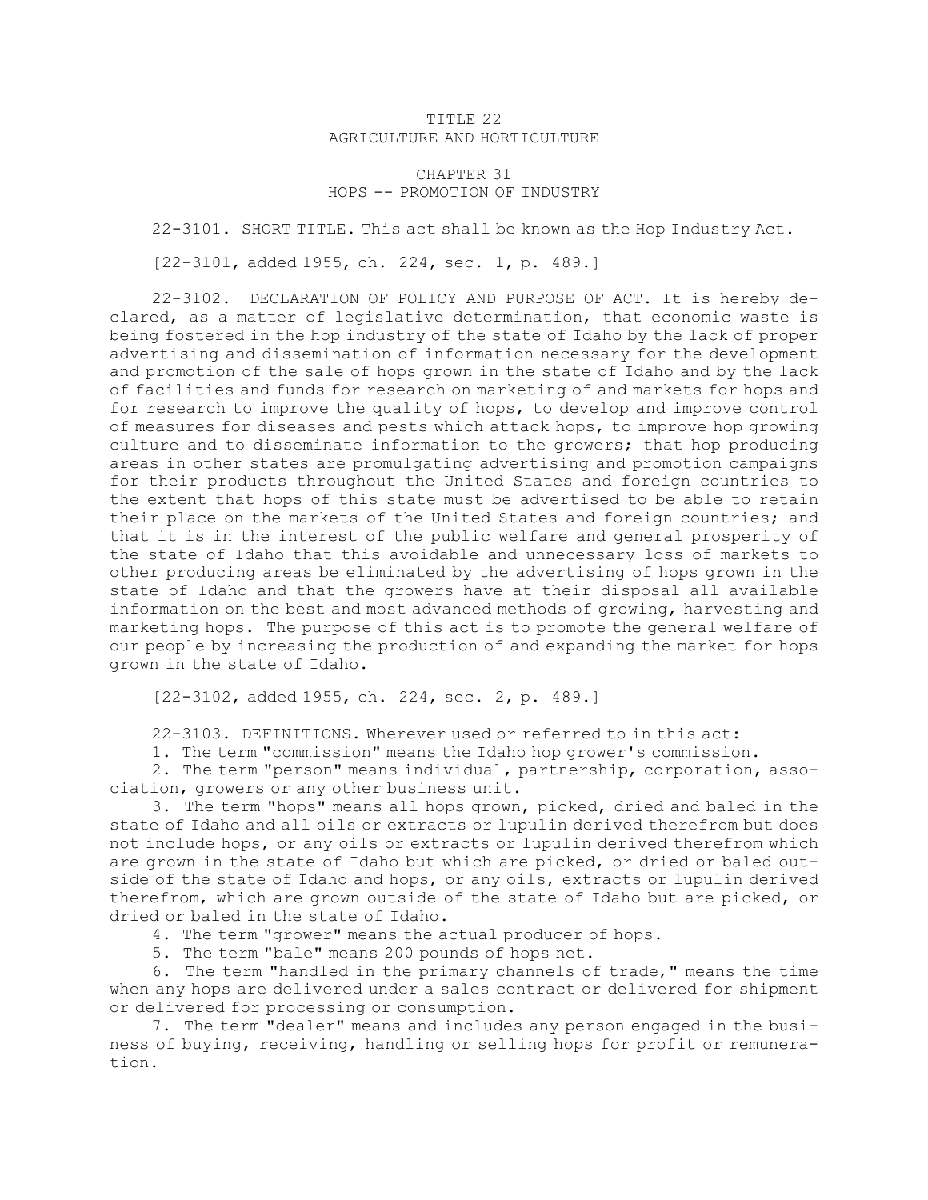# TITLE 22
# AGRICULTURE AND HORTICULTURE

## CHAPTER 31
## HOPS -- PROMOTION OF INDUSTRY

22-3101. SHORT TITLE. This act shall be known as the Hop Industry Act.

[22-3101, added 1955, ch. 224, sec. 1, p. 489.]

22-3102. DECLARATION OF POLICY AND PURPOSE OF ACT. It is hereby declared, as a matter of legislative determination, that economic waste is being fostered in the hop industry of the state of Idaho by the lack of proper advertising and dissemination of information necessary for the development and promotion of the sale of hops grown in the state of Idaho and by the lack of facilities and funds for research on marketing of and markets for hops and for research to improve the quality of hops, to develop and improve control of measures for diseases and pests which attack hops, to improve hop growing culture and to disseminate information to the growers; that hop producing areas in other states are promulgating advertising and promotion campaigns for their products throughout the United States and foreign countries to the extent that hops of this state must be advertised to be able to retain their place on the markets of the United States and foreign countries; and that it is in the interest of the public welfare and general prosperity of the state of Idaho that this avoidable and unnecessary loss of markets to other producing areas be eliminated by the advertising of hops grown in the state of Idaho and that the growers have at their disposal all available information on the best and most advanced methods of growing, harvesting and marketing hops. The purpose of this act is to promote the general welfare of our people by increasing the production of and expanding the market for hops grown in the state of Idaho.

[22-3102, added 1955, ch. 224, sec. 2, p. 489.]

22-3103. DEFINITIONS. Wherever used or referred to in this act:

1. The term "commission" means the Idaho hop grower's commission.

2. The term "person" means individual, partnership, corporation, association, growers or any other business unit.

3. The term "hops" means all hops grown, picked, dried and baled in the state of Idaho and all oils or extracts or lupulin derived therefrom but does not include hops, or any oils or extracts or lupulin derived therefrom which are grown in the state of Idaho but which are picked, or dried or baled outside of the state of Idaho and hops, or any oils, extracts or lupulin derived therefrom, which are grown outside of the state of Idaho but are picked, or dried or baled in the state of Idaho.

4. The term "grower" means the actual producer of hops.

5. The term "bale" means 200 pounds of hops net.

6. The term "handled in the primary channels of trade," means the time when any hops are delivered under a sales contract or delivered for shipment or delivered for processing or consumption.

7. The term "dealer" means and includes any person engaged in the business of buying, receiving, handling or selling hops for profit or remuneration.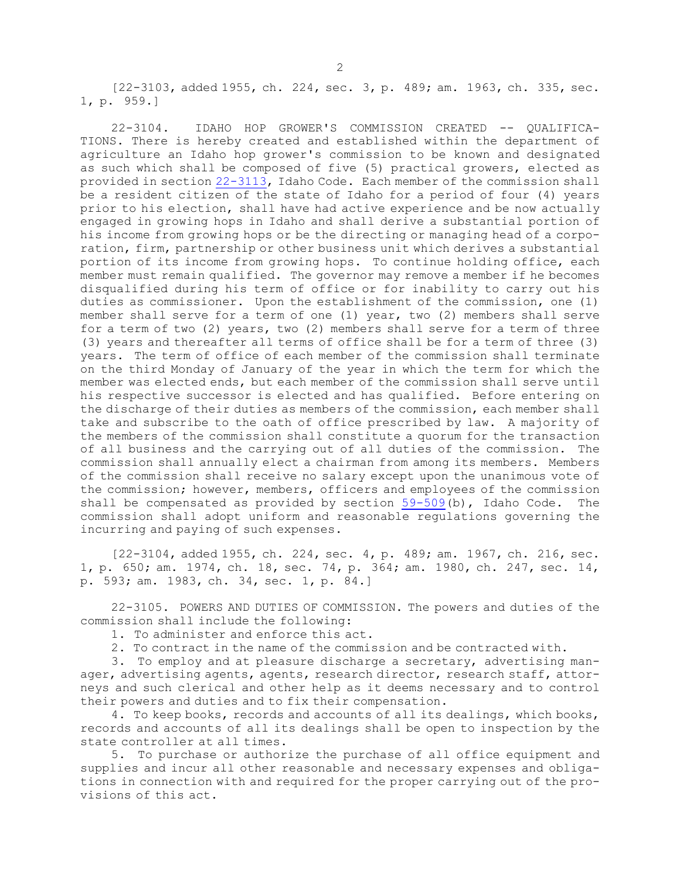[22-3103, added 1955, ch. 224, sec. 3, p. 489; am. 1963, ch. 335, sec. 1, p. 959.]

22-3104. IDAHO HOP GROWER'S COMMISSION CREATED -- QUALIFICATIONS. There is hereby created and established within the department of agriculture an Idaho hop grower's commission to be known and designated as such which shall be composed of five (5) practical growers, elected as provided in section 22-3113, Idaho Code. Each member of the commission shall be a resident citizen of the state of Idaho for a period of four (4) years prior to his election, shall have had active experience and be now actually engaged in growing hops in Idaho and shall derive a substantial portion of his income from growing hops or be the directing or managing head of a corporation, firm, partnership or other business unit which derives a substantial portion of its income from growing hops. To continue holding office, each member must remain qualified. The governor may remove a member if he becomes disqualified during his term of office or for inability to carry out his duties as commissioner. Upon the establishment of the commission, one (1) member shall serve for a term of one (1) year, two (2) members shall serve for a term of two (2) years, two (2) members shall serve for a term of three (3) years and thereafter all terms of office shall be for a term of three (3) years. The term of office of each member of the commission shall terminate on the third Monday of January of the year in which the term for which the member was elected ends, but each member of the commission shall serve until his respective successor is elected and has qualified. Before entering on the discharge of their duties as members of the commission, each member shall take and subscribe to the oath of office prescribed by law. A majority of the members of the commission shall constitute a quorum for the transaction of all business and the carrying out of all duties of the commission. The commission shall annually elect a chairman from among its members. Members of the commission shall receive no salary except upon the unanimous vote of the commission; however, members, officers and employees of the commission shall be compensated as provided by section 59-509(b), Idaho Code. The commission shall adopt uniform and reasonable regulations governing the incurring and paying of such expenses.

[22-3104, added 1955, ch. 224, sec. 4, p. 489; am. 1967, ch. 216, sec. 1, p. 650; am. 1974, ch. 18, sec. 74, p. 364; am. 1980, ch. 247, sec. 14, p. 593; am. 1983, ch. 34, sec. 1, p. 84.]

22-3105. POWERS AND DUTIES OF COMMISSION. The powers and duties of the commission shall include the following:

1. To administer and enforce this act.

2. To contract in the name of the commission and be contracted with.

3. To employ and at pleasure discharge a secretary, advertising manager, advertising agents, agents, research director, research staff, attorneys and such clerical and other help as it deems necessary and to control their powers and duties and to fix their compensation.

4. To keep books, records and accounts of all its dealings, which books, records and accounts of all its dealings shall be open to inspection by the state controller at all times.

5. To purchase or authorize the purchase of all office equipment and supplies and incur all other reasonable and necessary expenses and obligations in connection with and required for the proper carrying out of the provisions of this act.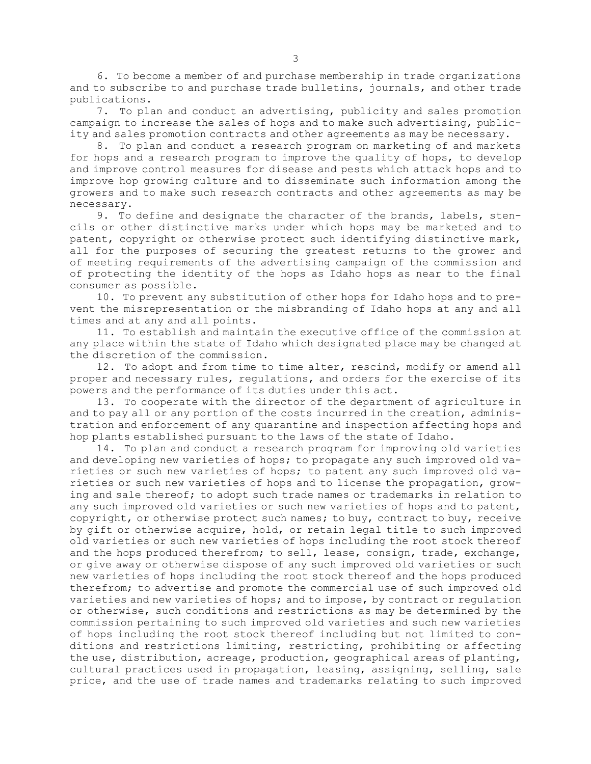6. To become a member of and purchase membership in trade organizations and to subscribe to and purchase trade bulletins, journals, and other trade publications.

7. To plan and conduct an advertising, publicity and sales promotion campaign to increase the sales of hops and to make such advertising, publicity and sales promotion contracts and other agreements as may be necessary.

8. To plan and conduct a research program on marketing of and markets for hops and a research program to improve the quality of hops, to develop and improve control measures for disease and pests which attack hops and to improve hop growing culture and to disseminate such information among the growers and to make such research contracts and other agreements as may be necessary.

9. To define and designate the character of the brands, labels, stencils or other distinctive marks under which hops may be marketed and to patent, copyright or otherwise protect such identifying distinctive mark, all for the purposes of securing the greatest returns to the grower and of meeting requirements of the advertising campaign of the commission and of protecting the identity of the hops as Idaho hops as near to the final consumer as possible.

10. To prevent any substitution of other hops for Idaho hops and to prevent the misrepresentation or the misbranding of Idaho hops at any and all times and at any and all points.

11. To establish and maintain the executive office of the commission at any place within the state of Idaho which designated place may be changed at the discretion of the commission.

12. To adopt and from time to time alter, rescind, modify or amend all proper and necessary rules, regulations, and orders for the exercise of its powers and the performance of its duties under this act.

13. To cooperate with the director of the department of agriculture in and to pay all or any portion of the costs incurred in the creation, administration and enforcement of any quarantine and inspection affecting hops and hop plants established pursuant to the laws of the state of Idaho.

14. To plan and conduct a research program for improving old varieties and developing new varieties of hops; to propagate any such improved old varieties or such new varieties of hops; to patent any such improved old varieties or such new varieties of hops and to license the propagation, growing and sale thereof; to adopt such trade names or trademarks in relation to any such improved old varieties or such new varieties of hops and to patent, copyright, or otherwise protect such names; to buy, contract to buy, receive by gift or otherwise acquire, hold, or retain legal title to such improved old varieties or such new varieties of hops including the root stock thereof and the hops produced therefrom; to sell, lease, consign, trade, exchange, or give away or otherwise dispose of any such improved old varieties or such new varieties of hops including the root stock thereof and the hops produced therefrom; to advertise and promote the commercial use of such improved old varieties and new varieties of hops; and to impose, by contract or regulation or otherwise, such conditions and restrictions as may be determined by the commission pertaining to such improved old varieties and such new varieties of hops including the root stock thereof including but not limited to conditions and restrictions limiting, restricting, prohibiting or affecting the use, distribution, acreage, production, geographical areas of planting, cultural practices used in propagation, leasing, assigning, selling, sale price, and the use of trade names and trademarks relating to such improved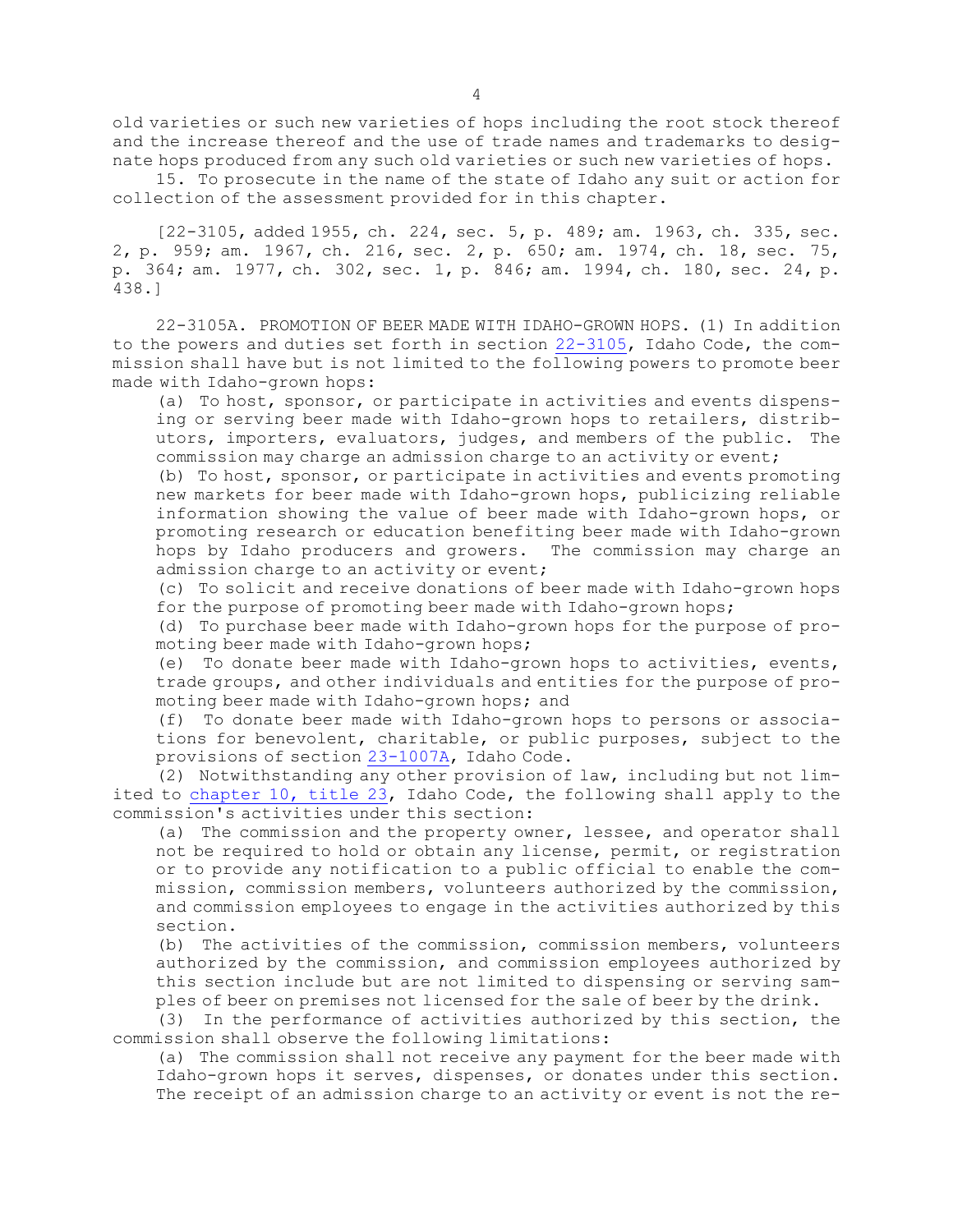old varieties or such new varieties of hops including the root stock thereof and the increase thereof and the use of trade names and trademarks to designate hops produced from any such old varieties or such new varieties of hops.

15. To prosecute in the name of the state of Idaho any suit or action for collection of the assessment provided for in this chapter.

[22-3105, added 1955, ch. 224, sec. 5, p. 489; am. 1963, ch. 335, sec. 2, p. 959; am. 1967, ch. 216, sec. 2, p. 650; am. 1974, ch. 18, sec. 75, p. 364; am. 1977, ch. 302, sec. 1, p. 846; am. 1994, ch. 180, sec. 24, p. 438.]

22-3105A. PROMOTION OF BEER MADE WITH IDAHO-GROWN HOPS. (1) In addition to the powers and duties set forth in section 22-3105, Idaho Code, the commission shall have but is not limited to the following powers to promote beer made with Idaho-grown hops:

(a) To host, sponsor, or participate in activities and events dispensing or serving beer made with Idaho-grown hops to retailers, distributors, importers, evaluators, judges, and members of the public. The commission may charge an admission charge to an activity or event;

(b) To host, sponsor, or participate in activities and events promoting new markets for beer made with Idaho-grown hops, publicizing reliable information showing the value of beer made with Idaho-grown hops, or promoting research or education benefiting beer made with Idaho-grown hops by Idaho producers and growers. The commission may charge an admission charge to an activity or event;

(c) To solicit and receive donations of beer made with Idaho-grown hops for the purpose of promoting beer made with Idaho-grown hops;

(d) To purchase beer made with Idaho-grown hops for the purpose of promoting beer made with Idaho-grown hops;

(e) To donate beer made with Idaho-grown hops to activities, events, trade groups, and other individuals and entities for the purpose of promoting beer made with Idaho-grown hops; and

(f) To donate beer made with Idaho-grown hops to persons or associations for benevolent, charitable, or public purposes, subject to the provisions of section 23-1007A, Idaho Code.

(2) Notwithstanding any other provision of law, including but not limited to chapter 10, title 23, Idaho Code, the following shall apply to the commission's activities under this section:

(a) The commission and the property owner, lessee, and operator shall not be required to hold or obtain any license, permit, or registration or to provide any notification to a public official to enable the commission, commission members, volunteers authorized by the commission, and commission employees to engage in the activities authorized by this section.

(b) The activities of the commission, commission members, volunteers authorized by the commission, and commission employees authorized by this section include but are not limited to dispensing or serving samples of beer on premises not licensed for the sale of beer by the drink.

(3) In the performance of activities authorized by this section, the commission shall observe the following limitations:

(a) The commission shall not receive any payment for the beer made with Idaho-grown hops it serves, dispenses, or donates under this section. The receipt of an admission charge to an activity or event is not the re-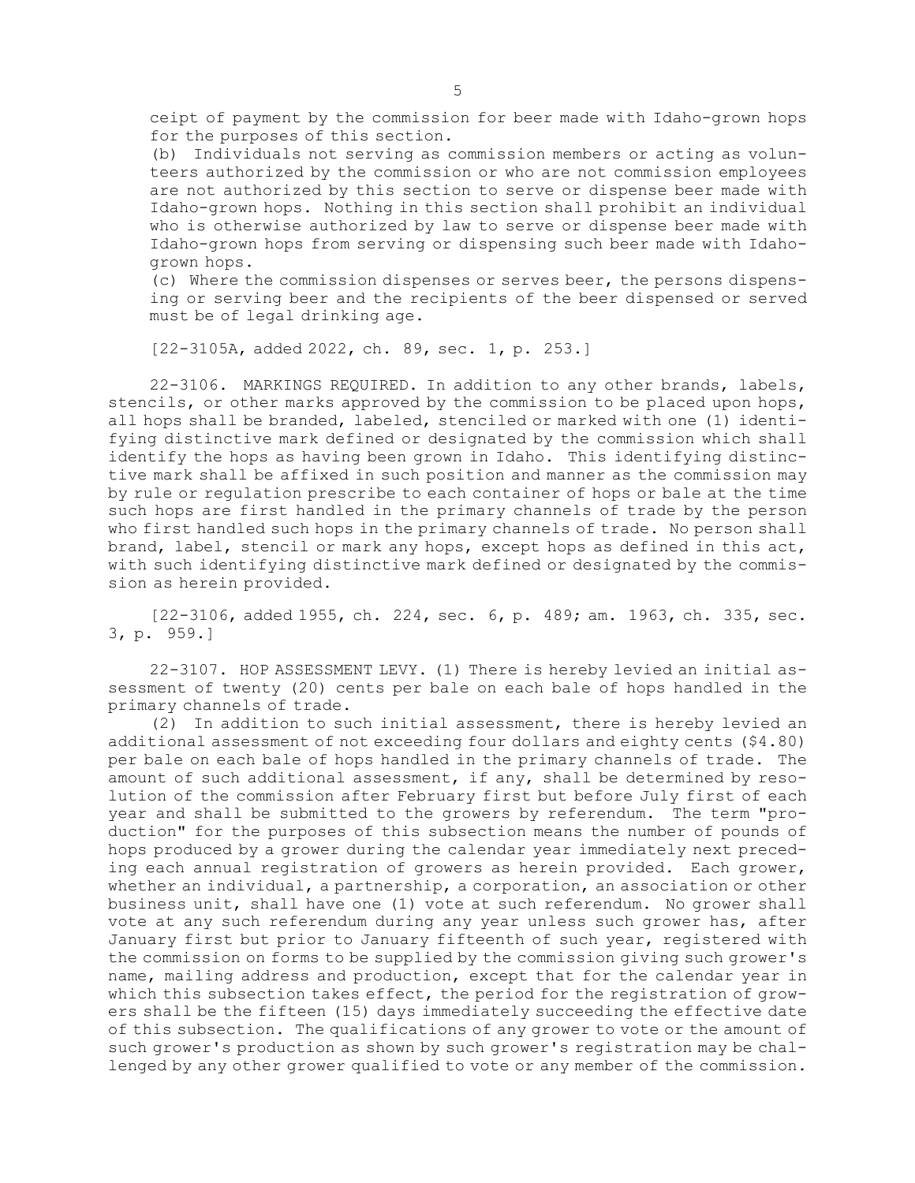ceipt of payment by the commission for beer made with Idaho-grown hops for the purposes of this section.

(b) Individuals not serving as commission members or acting as volunteers authorized by the commission or who are not commission employees are not authorized by this section to serve or dispense beer made with Idaho-grown hops. Nothing in this section shall prohibit an individual who is otherwise authorized by law to serve or dispense beer made with Idaho-grown hops from serving or dispensing such beer made with Idaho-grown hops.

(c) Where the commission dispenses or serves beer, the persons dispensing or serving beer and the recipients of the beer dispensed or served must be of legal drinking age.

[22-3105A, added 2022, ch. 89, sec. 1, p. 253.]

22-3106. MARKINGS REQUIRED. In addition to any other brands, labels, stencils, or other marks approved by the commission to be placed upon hops, all hops shall be branded, labeled, stenciled or marked with one (1) identifying distinctive mark defined or designated by the commission which shall identify the hops as having been grown in Idaho. This identifying distinctive mark shall be affixed in such position and manner as the commission may by rule or regulation prescribe to each container of hops or bale at the time such hops are first handled in the primary channels of trade by the person who first handled such hops in the primary channels of trade. No person shall brand, label, stencil or mark any hops, except hops as defined in this act, with such identifying distinctive mark defined or designated by the commission as herein provided.

[22-3106, added 1955, ch. 224, sec. 6, p. 489; am. 1963, ch. 335, sec. 3, p. 959.]

22-3107. HOP ASSESSMENT LEVY. (1) There is hereby levied an initial assessment of twenty (20) cents per bale on each bale of hops handled in the primary channels of trade.

(2) In addition to such initial assessment, there is hereby levied an additional assessment of not exceeding four dollars and eighty cents ($4.80) per bale on each bale of hops handled in the primary channels of trade. The amount of such additional assessment, if any, shall be determined by resolution of the commission after February first but before July first of each year and shall be submitted to the growers by referendum. The term "production" for the purposes of this subsection means the number of pounds of hops produced by a grower during the calendar year immediately next preceding each annual registration of growers as herein provided. Each grower, whether an individual, a partnership, a corporation, an association or other business unit, shall have one (1) vote at such referendum. No grower shall vote at any such referendum during any year unless such grower has, after January first but prior to January fifteenth of such year, registered with the commission on forms to be supplied by the commission giving such grower's name, mailing address and production, except that for the calendar year in which this subsection takes effect, the period for the registration of growers shall be the fifteen (15) days immediately succeeding the effective date of this subsection. The qualifications of any grower to vote or the amount of such grower's production as shown by such grower's registration may be challenged by any other grower qualified to vote or any member of the commission.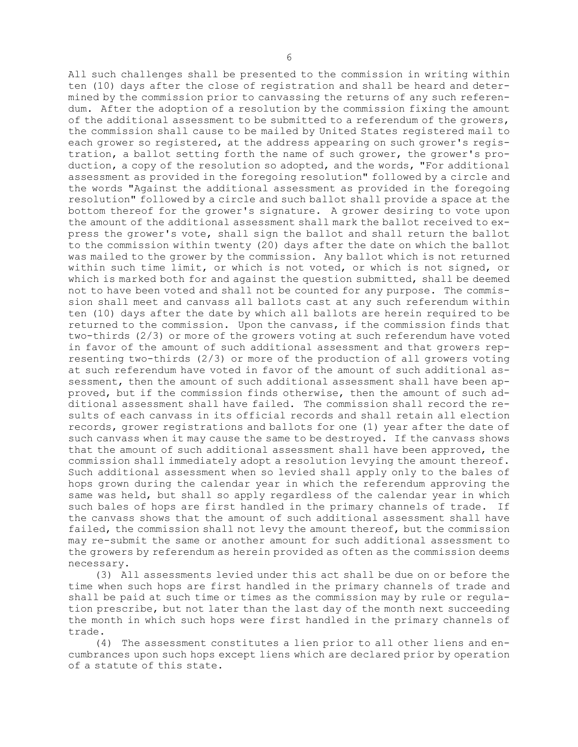All such challenges shall be presented to the commission in writing within ten (10) days after the close of registration and shall be heard and determined by the commission prior to canvassing the returns of any such referendum. After the adoption of a resolution by the commission fixing the amount of the additional assessment to be submitted to a referendum of the growers, the commission shall cause to be mailed by United States registered mail to each grower so registered, at the address appearing on such grower's registration, a ballot setting forth the name of such grower, the grower's production, a copy of the resolution so adopted, and the words, "For additional assessment as provided in the foregoing resolution" followed by a circle and the words "Against the additional assessment as provided in the foregoing resolution" followed by a circle and such ballot shall provide a space at the bottom thereof for the grower's signature. A grower desiring to vote upon the amount of the additional assessment shall mark the ballot received to express the grower's vote, shall sign the ballot and shall return the ballot to the commission within twenty (20) days after the date on which the ballot was mailed to the grower by the commission. Any ballot which is not returned within such time limit, or which is not voted, or which is not signed, or which is marked both for and against the question submitted, shall be deemed not to have been voted and shall not be counted for any purpose. The commission shall meet and canvass all ballots cast at any such referendum within ten (10) days after the date by which all ballots are herein required to be returned to the commission. Upon the canvass, if the commission finds that two-thirds (2/3) or more of the growers voting at such referendum have voted in favor of the amount of such additional assessment and that growers representing two-thirds (2/3) or more of the production of all growers voting at such referendum have voted in favor of the amount of such additional assessment, then the amount of such additional assessment shall have been approved, but if the commission finds otherwise, then the amount of such additional assessment shall have failed. The commission shall record the results of each canvass in its official records and shall retain all election records, grower registrations and ballots for one (1) year after the date of such canvass when it may cause the same to be destroyed. If the canvass shows that the amount of such additional assessment shall have been approved, the commission shall immediately adopt a resolution levying the amount thereof. Such additional assessment when so levied shall apply only to the bales of hops grown during the calendar year in which the referendum approving the same was held, but shall so apply regardless of the calendar year in which such bales of hops are first handled in the primary channels of trade. If the canvass shows that the amount of such additional assessment shall have failed, the commission shall not levy the amount thereof, but the commission may re-submit the same or another amount for such additional assessment to the growers by referendum as herein provided as often as the commission deems necessary.

(3) All assessments levied under this act shall be due on or before the time when such hops are first handled in the primary channels of trade and shall be paid at such time or times as the commission may by rule or regulation prescribe, but not later than the last day of the month next succeeding the month in which such hops were first handled in the primary channels of trade.

(4) The assessment constitutes a lien prior to all other liens and encumbrances upon such hops except liens which are declared prior by operation of a statute of this state.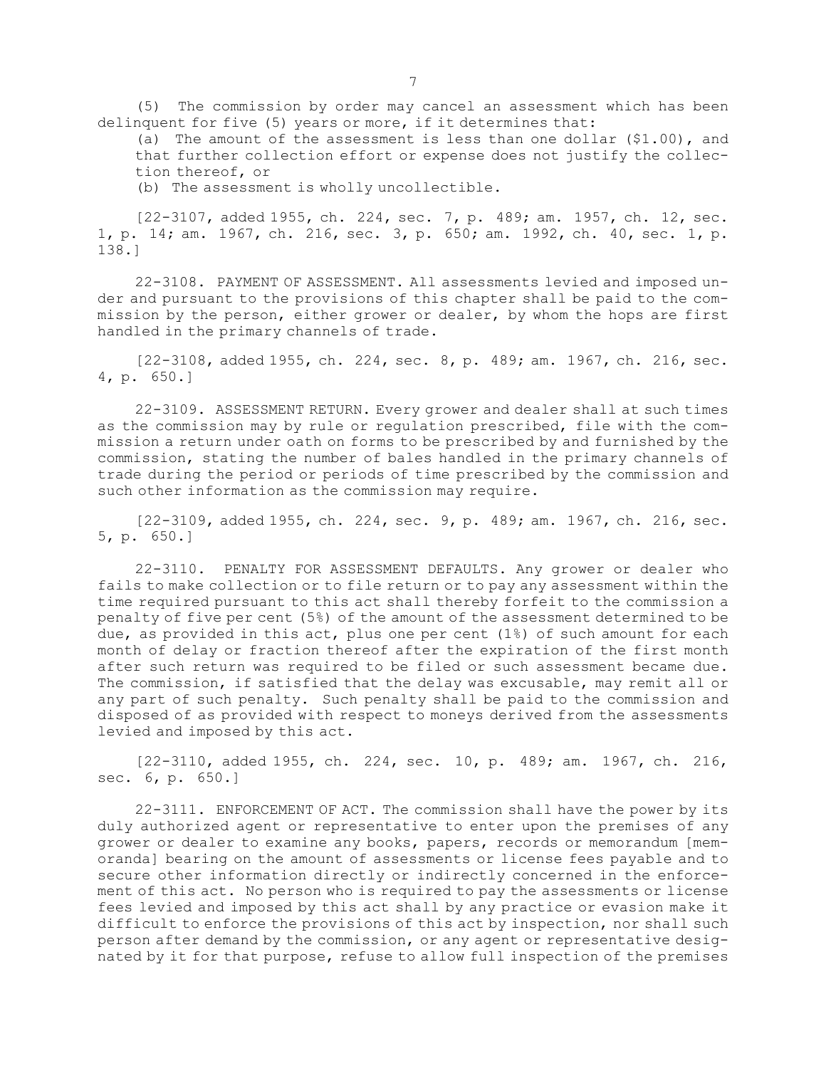(5) The commission by order may cancel an assessment which has been delinquent for five (5) years or more, if it determines that:

(a) The amount of the assessment is less than one dollar ($1.00), and that further collection effort or expense does not justify the collection thereof, or

(b) The assessment is wholly uncollectible.

[22-3107, added 1955, ch. 224, sec. 7, p. 489; am. 1957, ch. 12, sec. 1, p. 14; am. 1967, ch. 216, sec. 3, p. 650; am. 1992, ch. 40, sec. 1, p. 138.]

22-3108. PAYMENT OF ASSESSMENT. All assessments levied and imposed under and pursuant to the provisions of this chapter shall be paid to the commission by the person, either grower or dealer, by whom the hops are first handled in the primary channels of trade.

[22-3108, added 1955, ch. 224, sec. 8, p. 489; am. 1967, ch. 216, sec. 4, p. 650.]

22-3109. ASSESSMENT RETURN. Every grower and dealer shall at such times as the commission may by rule or regulation prescribed, file with the commission a return under oath on forms to be prescribed by and furnished by the commission, stating the number of bales handled in the primary channels of trade during the period or periods of time prescribed by the commission and such other information as the commission may require.

[22-3109, added 1955, ch. 224, sec. 9, p. 489; am. 1967, ch. 216, sec. 5, p. 650.]

22-3110. PENALTY FOR ASSESSMENT DEFAULTS. Any grower or dealer who fails to make collection or to file return or to pay any assessment within the time required pursuant to this act shall thereby forfeit to the commission a penalty of five per cent (5%) of the amount of the assessment determined to be due, as provided in this act, plus one per cent (1%) of such amount for each month of delay or fraction thereof after the expiration of the first month after such return was required to be filed or such assessment became due. The commission, if satisfied that the delay was excusable, may remit all or any part of such penalty. Such penalty shall be paid to the commission and disposed of as provided with respect to moneys derived from the assessments levied and imposed by this act.

[22-3110, added 1955, ch. 224, sec. 10, p. 489; am. 1967, ch. 216, sec. 6, p. 650.]

22-3111. ENFORCEMENT OF ACT. The commission shall have the power by its duly authorized agent or representative to enter upon the premises of any grower or dealer to examine any books, papers, records or memorandum [memoranda] bearing on the amount of assessments or license fees payable and to secure other information directly or indirectly concerned in the enforcement of this act. No person who is required to pay the assessments or license fees levied and imposed by this act shall by any practice or evasion make it difficult to enforce the provisions of this act by inspection, nor shall such person after demand by the commission, or any agent or representative designated by it for that purpose, refuse to allow full inspection of the premises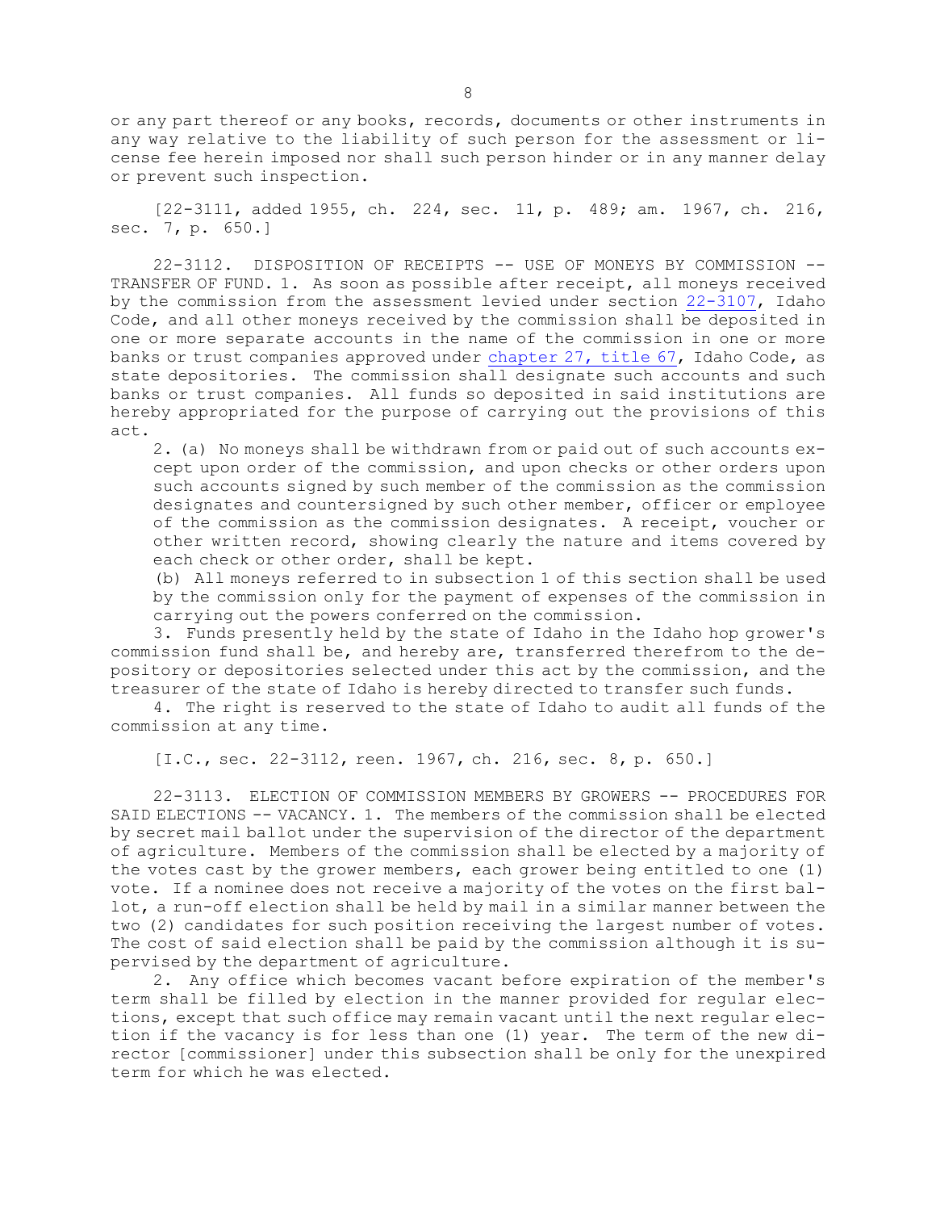or any part thereof or any books, records, documents or other instruments in any way relative to the liability of such person for the assessment or license fee herein imposed nor shall such person hinder or in any manner delay or prevent such inspection.

[22-3111, added 1955, ch. 224, sec. 11, p. 489; am. 1967, ch. 216, sec. 7, p. 650.]

22-3112. DISPOSITION OF RECEIPTS -- USE OF MONEYS BY COMMISSION -- TRANSFER OF FUND. 1. As soon as possible after receipt, all moneys received by the commission from the assessment levied under section 22-3107, Idaho Code, and all other moneys received by the commission shall be deposited in one or more separate accounts in the name of the commission in one or more banks or trust companies approved under chapter 27, title 67, Idaho Code, as state depositories. The commission shall designate such accounts and such banks or trust companies. All funds so deposited in said institutions are hereby appropriated for the purpose of carrying out the provisions of this act.

2. (a) No moneys shall be withdrawn from or paid out of such accounts except upon order of the commission, and upon checks or other orders upon such accounts signed by such member of the commission as the commission designates and countersigned by such other member, officer or employee of the commission as the commission designates. A receipt, voucher or other written record, showing clearly the nature and items covered by each check or other order, shall be kept.

(b) All moneys referred to in subsection 1 of this section shall be used by the commission only for the payment of expenses of the commission in carrying out the powers conferred on the commission.

3. Funds presently held by the state of Idaho in the Idaho hop grower's commission fund shall be, and hereby are, transferred therefrom to the depository or depositories selected under this act by the commission, and the treasurer of the state of Idaho is hereby directed to transfer such funds.

4. The right is reserved to the state of Idaho to audit all funds of the commission at any time.

[I.C., sec. 22-3112, reen. 1967, ch. 216, sec. 8, p. 650.]

22-3113. ELECTION OF COMMISSION MEMBERS BY GROWERS -- PROCEDURES FOR SAID ELECTIONS -- VACANCY. 1. The members of the commission shall be elected by secret mail ballot under the supervision of the director of the department of agriculture. Members of the commission shall be elected by a majority of the votes cast by the grower members, each grower being entitled to one (1) vote. If a nominee does not receive a majority of the votes on the first ballot, a run-off election shall be held by mail in a similar manner between the two (2) candidates for such position receiving the largest number of votes. The cost of said election shall be paid by the commission although it is supervised by the department of agriculture.

2. Any office which becomes vacant before expiration of the member's term shall be filled by election in the manner provided for regular elections, except that such office may remain vacant until the next regular election if the vacancy is for less than one (1) year. The term of the new director [commissioner] under this subsection shall be only for the unexpired term for which he was elected.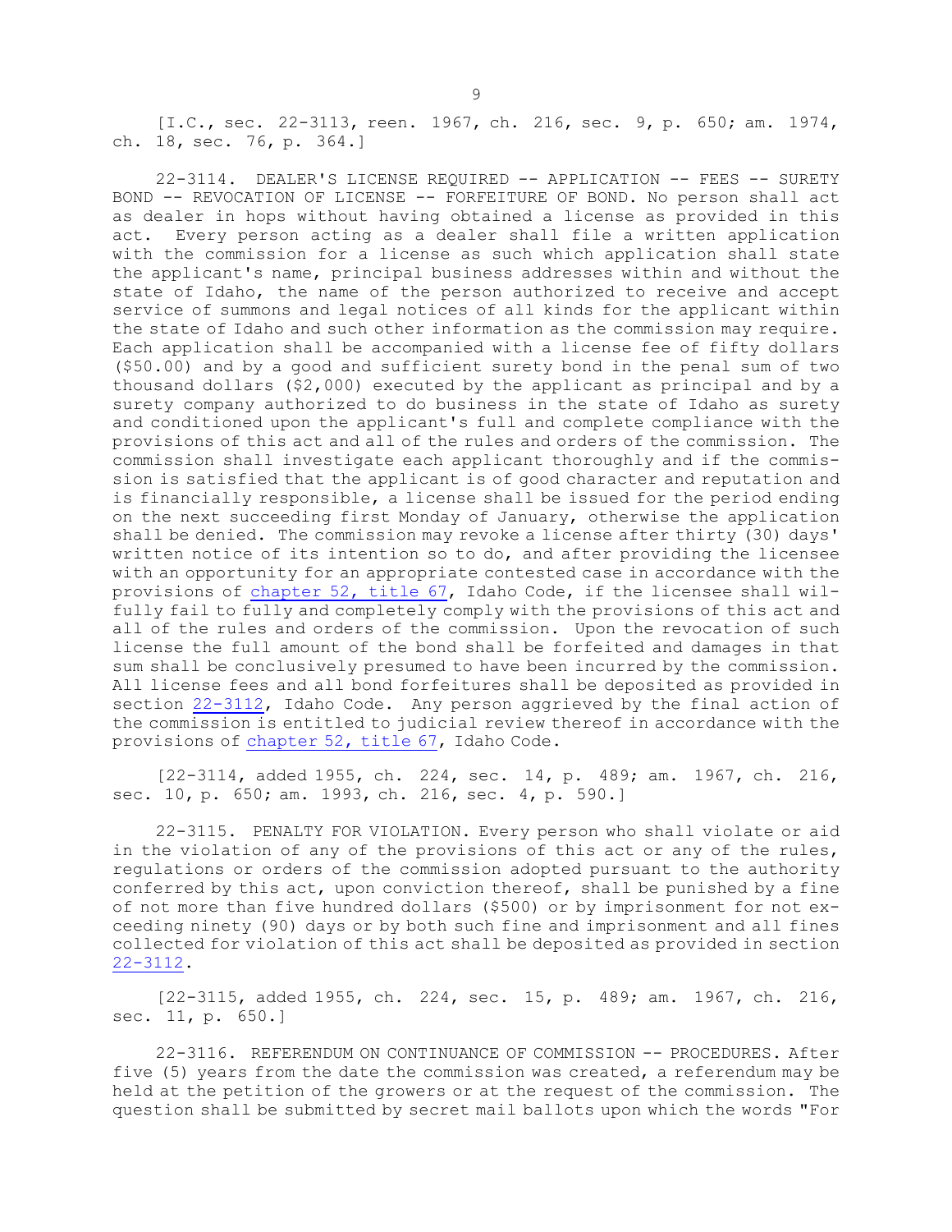[I.C., sec. 22-3113, reen. 1967, ch. 216, sec. 9, p. 650; am. 1974, ch. 18, sec. 76, p. 364.]

22-3114. DEALER'S LICENSE REQUIRED -- APPLICATION -- FEES -- SURETY BOND -- REVOCATION OF LICENSE -- FORFEITURE OF BOND. No person shall act as dealer in hops without having obtained a license as provided in this act. Every person acting as a dealer shall file a written application with the commission for a license as such which application shall state the applicant's name, principal business addresses within and without the state of Idaho, the name of the person authorized to receive and accept service of summons and legal notices of all kinds for the applicant within the state of Idaho and such other information as the commission may require. Each application shall be accompanied with a license fee of fifty dollars ($50.00) and by a good and sufficient surety bond in the penal sum of two thousand dollars ($2,000) executed by the applicant as principal and by a surety company authorized to do business in the state of Idaho as surety and conditioned upon the applicant's full and complete compliance with the provisions of this act and all of the rules and orders of the commission. The commission shall investigate each applicant thoroughly and if the commission is satisfied that the applicant is of good character and reputation and is financially responsible, a license shall be issued for the period ending on the next succeeding first Monday of January, otherwise the application shall be denied. The commission may revoke a license after thirty (30) days' written notice of its intention so to do, and after providing the licensee with an opportunity for an appropriate contested case in accordance with the provisions of chapter 52, title 67, Idaho Code, if the licensee shall willfully fail to fully and completely comply with the provisions of this act and all of the rules and orders of the commission. Upon the revocation of such license the full amount of the bond shall be forfeited and damages in that sum shall be conclusively presumed to have been incurred by the commission. All license fees and all bond forfeitures shall be deposited as provided in section 22-3112, Idaho Code. Any person aggrieved by the final action of the commission is entitled to judicial review thereof in accordance with the provisions of chapter 52, title 67, Idaho Code.

[22-3114, added 1955, ch. 224, sec. 14, p. 489; am. 1967, ch. 216, sec. 10, p. 650; am. 1993, ch. 216, sec. 4, p. 590.]

22-3115. PENALTY FOR VIOLATION. Every person who shall violate or aid in the violation of any of the provisions of this act or any of the rules, regulations or orders of the commission adopted pursuant to the authority conferred by this act, upon conviction thereof, shall be punished by a fine of not more than five hundred dollars ($500) or by imprisonment for not exceeding ninety (90) days or by both such fine and imprisonment and all fines collected for violation of this act shall be deposited as provided in section 22-3112.

[22-3115, added 1955, ch. 224, sec. 15, p. 489; am. 1967, ch. 216, sec. 11, p. 650.]

22-3116. REFERENDUM ON CONTINUANCE OF COMMISSION -- PROCEDURES. After five (5) years from the date the commission was created, a referendum may be held at the petition of the growers or at the request of the commission. The question shall be submitted by secret mail ballots upon which the words "For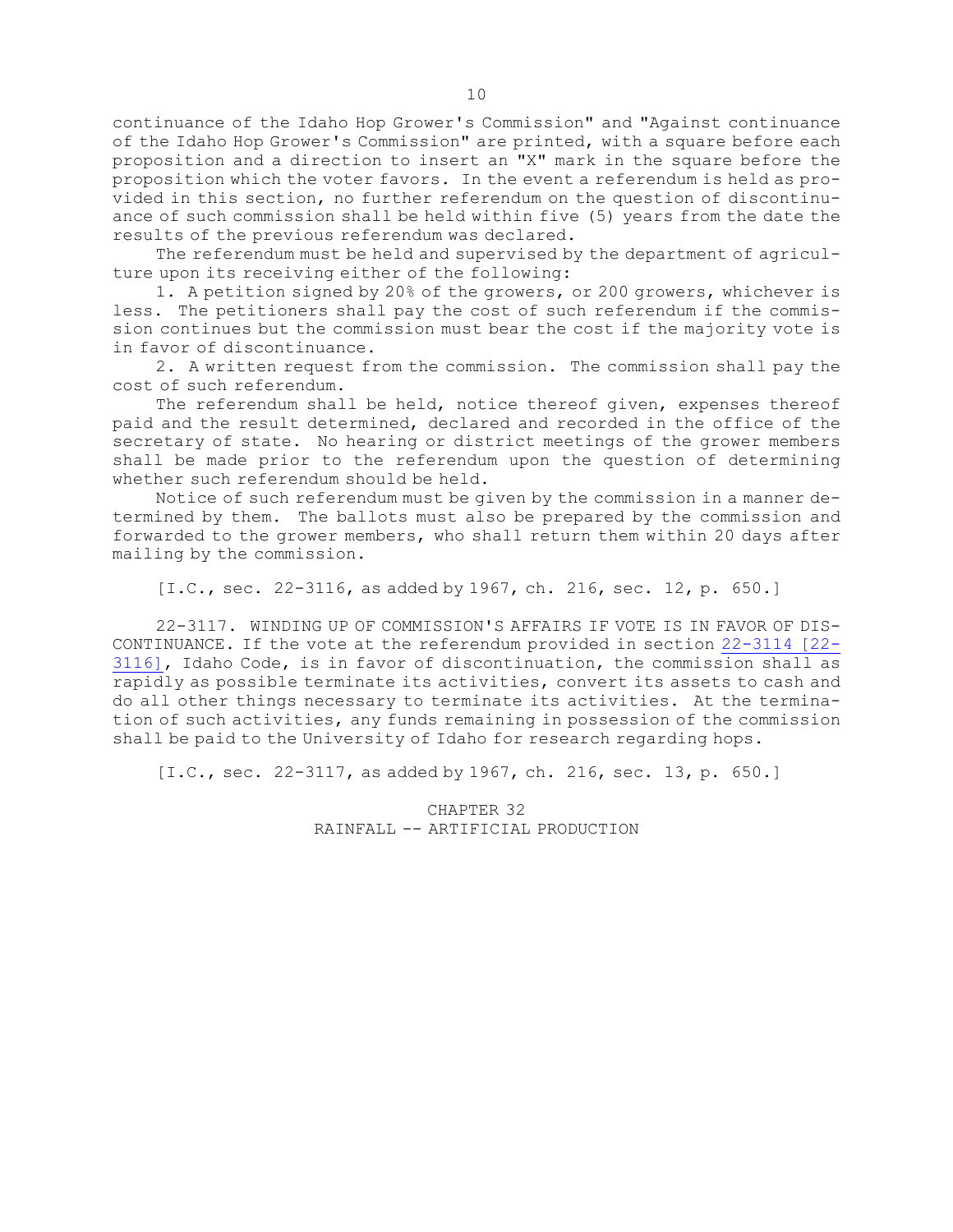continuance of the Idaho Hop Grower's Commission" and "Against continuance of the Idaho Hop Grower's Commission" are printed, with a square before each proposition and a direction to insert an "X" mark in the square before the proposition which the voter favors. In the event a referendum is held as provided in this section, no further referendum on the question of discontinuance of such commission shall be held within five (5) years from the date the results of the previous referendum was declared.

The referendum must be held and supervised by the department of agriculture upon its receiving either of the following:

1. A petition signed by 20% of the growers, or 200 growers, whichever is less. The petitioners shall pay the cost of such referendum if the commission continues but the commission must bear the cost if the majority vote is in favor of discontinuance.

2. A written request from the commission. The commission shall pay the cost of such referendum.

The referendum shall be held, notice thereof given, expenses thereof paid and the result determined, declared and recorded in the office of the secretary of state. No hearing or district meetings of the grower members shall be made prior to the referendum upon the question of determining whether such referendum should be held.

Notice of such referendum must be given by the commission in a manner determined by them. The ballots must also be prepared by the commission and forwarded to the grower members, who shall return them within 20 days after mailing by the commission.

[I.C., sec. 22-3116, as added by 1967, ch. 216, sec. 12, p. 650.]

22-3117. WINDING UP OF COMMISSION'S AFFAIRS IF VOTE IS IN FAVOR OF DISCONTINUANCE. If the vote at the referendum provided in section 22-3114 [22-3116], Idaho Code, is in favor of discontinuation, the commission shall as rapidly as possible terminate its activities, convert its assets to cash and do all other things necessary to terminate its activities. At the termination of such activities, any funds remaining in possession of the commission shall be paid to the University of Idaho for research regarding hops.

[I.C., sec. 22-3117, as added by 1967, ch. 216, sec. 13, p. 650.]

## CHAPTER 32
## RAINFALL -- ARTIFICIAL PRODUCTION